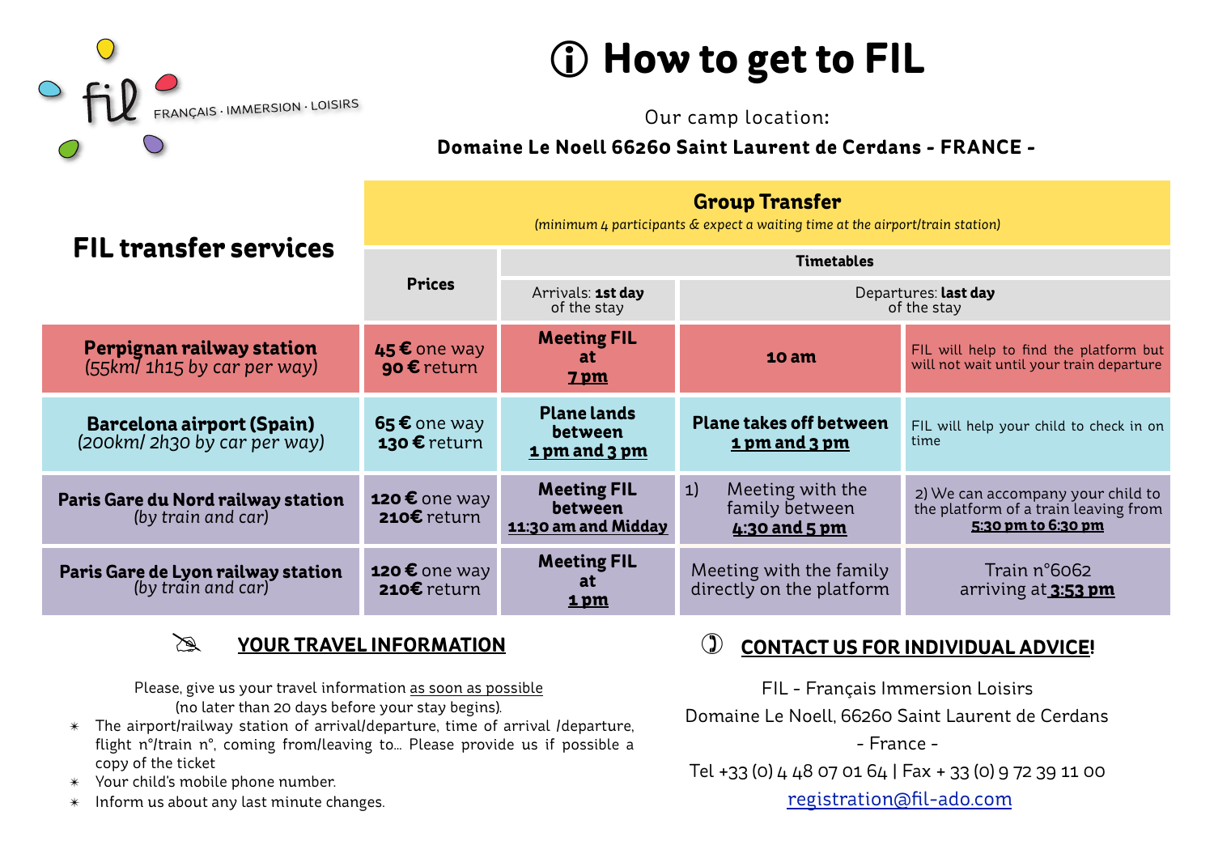fil FRANÇAIS · IMMERSION · LOISIRS

# ⓘ How to get to FIL

Our camp location:

**Domaine Le Noell 66260 Saint Laurent de Cerdans - FRANCE -**

## FIL transfer services

| | **Group Transfer** *(minimum 4 participants & expect a waiting time at the airport/train station)* | | | |
|---|---|---|---|---|
| | **Prices** | **Timetables** | | |
| | | Arrivals: **1st day** of the stay | Departures: **last day** of the stay | |
| **Perpignan railway station** *(55km/ 1h15 by car per way)* | **45 €** one way **90 €** return | **Meeting FIL at** **<u>7 pm</u>** | **10 am** | FIL will help to find the platform but will not wait until your train departure |
| **Barcelona airport (Spain)** *(200km/ 2h30 by car per way)* | **65 €** one way **130 €** return | **Plane lands between** **<u>1 pm and 3 pm</u>** | **Plane takes off between** **<u>1 pm and 3 pm</u>** | FIL will help your child to check in on time |
| **Paris Gare du Nord railway station** *(by train and car)* | **120 €** one way **210€** return | **Meeting FIL between** **<u>11:30 am and Midday</u>** | 1) Meeting with the family between **<u>4:30 and 5 pm</u>** | 2) We can accompany your child to the platform of a train leaving from **<u>5:30 pm to 6:30 pm</u>** |
| **Paris Gare de Lyon railway station** *(by train and car)* | **120 €** one way **210€** return | **Meeting FIL at** **<u>1 pm</u>** | Meeting with the family directly on the platform | Train n°6062 arriving at **<u>3:53 pm</u>** |

### YOUR TRAVEL INFORMATION

Please, give us your travel information <u>as soon as possible</u> (no later than 20 days before your stay begins).

- The airport/railway station of arrival/departure, time of arrival /departure, flight n°/train n°, coming from/leaving to… Please provide us if possible a copy of the ticket
- Your child's mobile phone number.
- Inform us about any last minute changes.

### CONTACT US FOR INDIVIDUAL ADVICE!

FIL - Français Immersion Loisirs

Domaine Le Noell, 66260 Saint Laurent de Cerdans

- France -

Tel +33 (0) 4 48 07 01 64 | Fax + 33 (0) 9 72 39 11 00

registration@fil-ado.com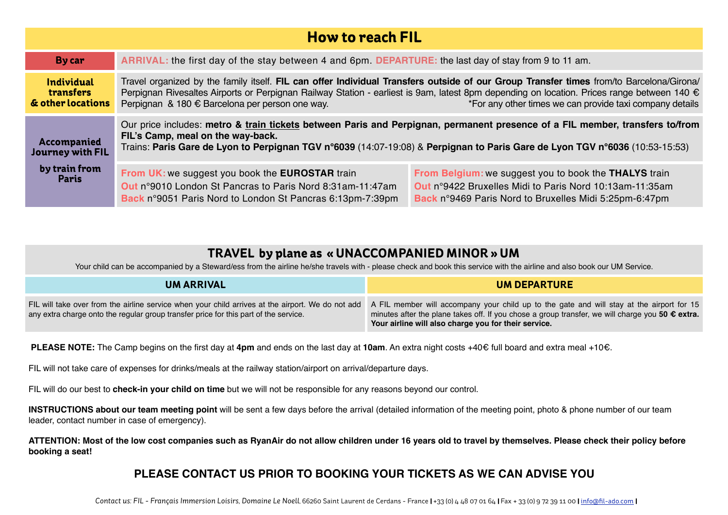# How to reach FIL

| | | |
|---|---|---|
| **By car** | **ARRIVAL:** the first day of the stay between 4 and 6pm. **DEPARTURE:** the last day of stay from 9 to 11 am. | |
| **Individual transfers & other locations** | Travel organized by the family itself. **FIL can offer Individual Transfers outside of our Group Transfer times** from/to Barcelona/Girona/ Perpignan Rivesaltes Airports or Perpignan Railway Station - earliest is 9am, latest 8pm depending on location. Prices range between 140 € Perpignan & 180 € Barcelona per person one way. *For any other times we can provide taxi company details | |
| **Accompanied Journey with FIL by train from Paris** | Our price includes: **metro & train tickets between Paris and Perpignan, permanent presence of a FIL member, transfers to/from FIL's Camp, meal on the way-back.** Trains: **Paris Gare de Lyon to Perpignan TGV n°6039** (14:07-19:08) & **Perpignan to Paris Gare de Lyon TGV n°6036** (10:53-15:53) | |
| | **From UK:** we suggest you book the **EUROSTAR** train<br>**Out** n°9010 London St Pancras to Paris Nord 8:31am-11:47am<br>**Back** n°9051 Paris Nord to London St Pancras 6:13pm-7:39pm | **From Belgium:** we suggest you to book the **THALYS** train<br>**Out** n°9422 Bruxelles Midi to Paris Nord 10:13am-11:35am<br>**Back** n°9469 Paris Nord to Bruxelles Midi 5:25pm-6:47pm |

## TRAVEL by plane as « UNACCOMPANIED MINOR » UM

Your child can be accompanied by a Steward/ess from the airline he/she travels with - please check and book this service with the airline and also book our UM Service.

| UM ARRIVAL | UM DEPARTURE |
|---|---|
| FIL will take over from the airline service when your child arrives at the airport. We do not add any extra charge onto the regular group transfer price for this part of the service. | A FIL member will accompany your child up to the gate and will stay at the airport for 15 minutes after the plane takes off. If you chose a group transfer, we will charge you **50 € extra. Your airline will also charge you for their service.** |

**PLEASE NOTE:** The Camp begins on the first day at **4pm** and ends on the last day at **10am**. An extra night costs +40€ full board and extra meal +10€.

FIL will not take care of expenses for drinks/meals at the railway station/airport on arrival/departure days.

FIL will do our best to **check-in your child on time** but we will not be responsible for any reasons beyond our control.

**INSTRUCTIONS about our team meeting point** will be sent a few days before the arrival (detailed information of the meeting point, photo & phone number of our team leader, contact number in case of emergency).

**ATTENTION: Most of the low cost companies such as RyanAir do not allow children under 16 years old to travel by themselves. Please check their policy before booking a seat!**

**PLEASE CONTACT US PRIOR TO BOOKING YOUR TICKETS AS WE CAN ADVISE YOU**

*Contact us: FIL - Français Immersion Loisirs, Domaine Le Noell*, 66260 Saint Laurent de Cerdans - France **|** +33 (0) 4 48 07 01 64 **|** Fax + 33 (0) 9 72 39 11 00 **|** info@fil-ado.com **|**